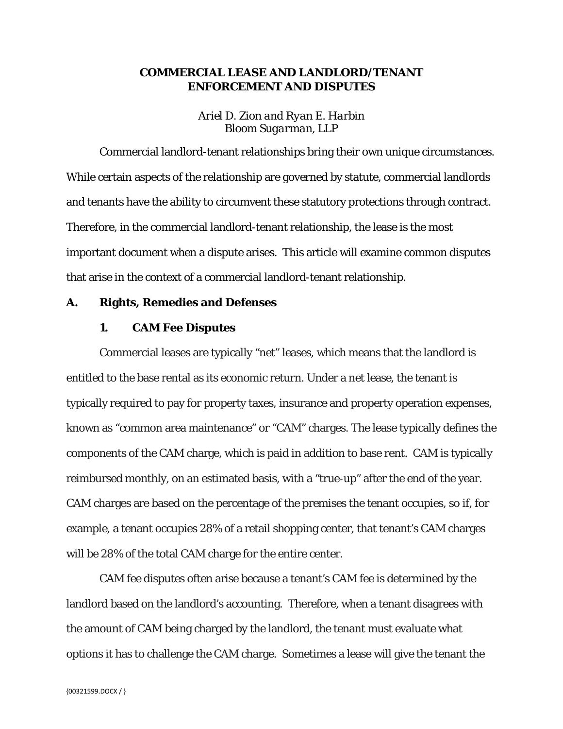# COMMERCIAL LEASE AND LANDLORD/TENANT ENFORCEMENT AND DISPUTES

*Ariel D. Zion and Ryan E. Harbin*
*Bloom Sugarman, LLP*

Commercial landlord-tenant relationships bring their own unique circumstances. While certain aspects of the relationship are governed by statute, commercial landlords and tenants have the ability to circumvent these statutory protections through contract. Therefore, in the commercial landlord-tenant relationship, the lease is the most important document when a dispute arises. This article will examine common disputes that arise in the context of a commercial landlord-tenant relationship.

## A. Rights, Remedies and Defenses

### 1. CAM Fee Disputes

Commercial leases are typically "net" leases, which means that the landlord is entitled to the base rental as its economic return. Under a net lease, the tenant is typically required to pay for property taxes, insurance and property operation expenses, known as "common area maintenance" or "CAM" charges. The lease typically defines the components of the CAM charge, which is paid in addition to base rent. CAM is typically reimbursed monthly, on an estimated basis, with a "true-up" after the end of the year. CAM charges are based on the percentage of the premises the tenant occupies, so if, for example, a tenant occupies 28% of a retail shopping center, that tenant's CAM charges will be 28% of the total CAM charge for the entire center.

CAM fee disputes often arise because a tenant's CAM fee is determined by the landlord based on the landlord's accounting. Therefore, when a tenant disagrees with the amount of CAM being charged by the landlord, the tenant must evaluate what options it has to challenge the CAM charge. Sometimes a lease will give the tenant the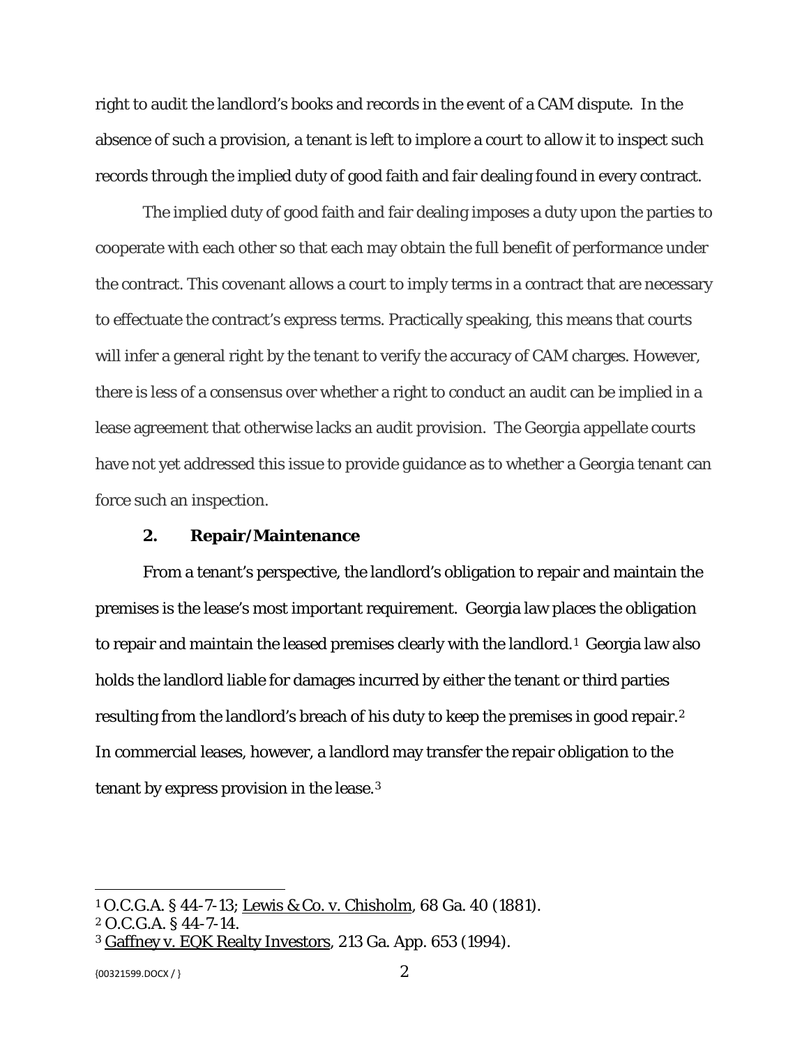right to audit the landlord's books and records in the event of a CAM dispute. In the absence of such a provision, a tenant is left to implore a court to allow it to inspect such records through the implied duty of good faith and fair dealing found in every contract.

The implied duty of good faith and fair dealing imposes a duty upon the parties to cooperate with each other so that each may obtain the full benefit of performance under the contract. This covenant allows a court to imply terms in a contract that are necessary to effectuate the contract's express terms. Practically speaking, this means that courts will infer a general right by the tenant to verify the accuracy of CAM charges. However, there is less of a consensus over whether a right to conduct an audit can be implied in a lease agreement that otherwise lacks an audit provision. The Georgia appellate courts have not yet addressed this issue to provide guidance as to whether a Georgia tenant can force such an inspection.

**2. Repair/Maintenance**

From a tenant's perspective, the landlord's obligation to repair and maintain the premises is the lease's most important requirement. Georgia law places the obligation to repair and maintain the leased premises clearly with the landlord.[1] Georgia law also holds the landlord liable for damages incurred by either the tenant or third parties resulting from the landlord's breach of his duty to keep the premises in good repair.[2] In commercial leases, however, a landlord may transfer the repair obligation to the tenant by express provision in the lease.[3]

---

[1] O.C.G.A. § 44-7-13; Lewis & Co. v. Chisholm, 68 Ga. 40 (1881).

[2] O.C.G.A. § 44-7-14.

[3] Gaffney v. EQK Realty Investors, 213 Ga. App. 653 (1994).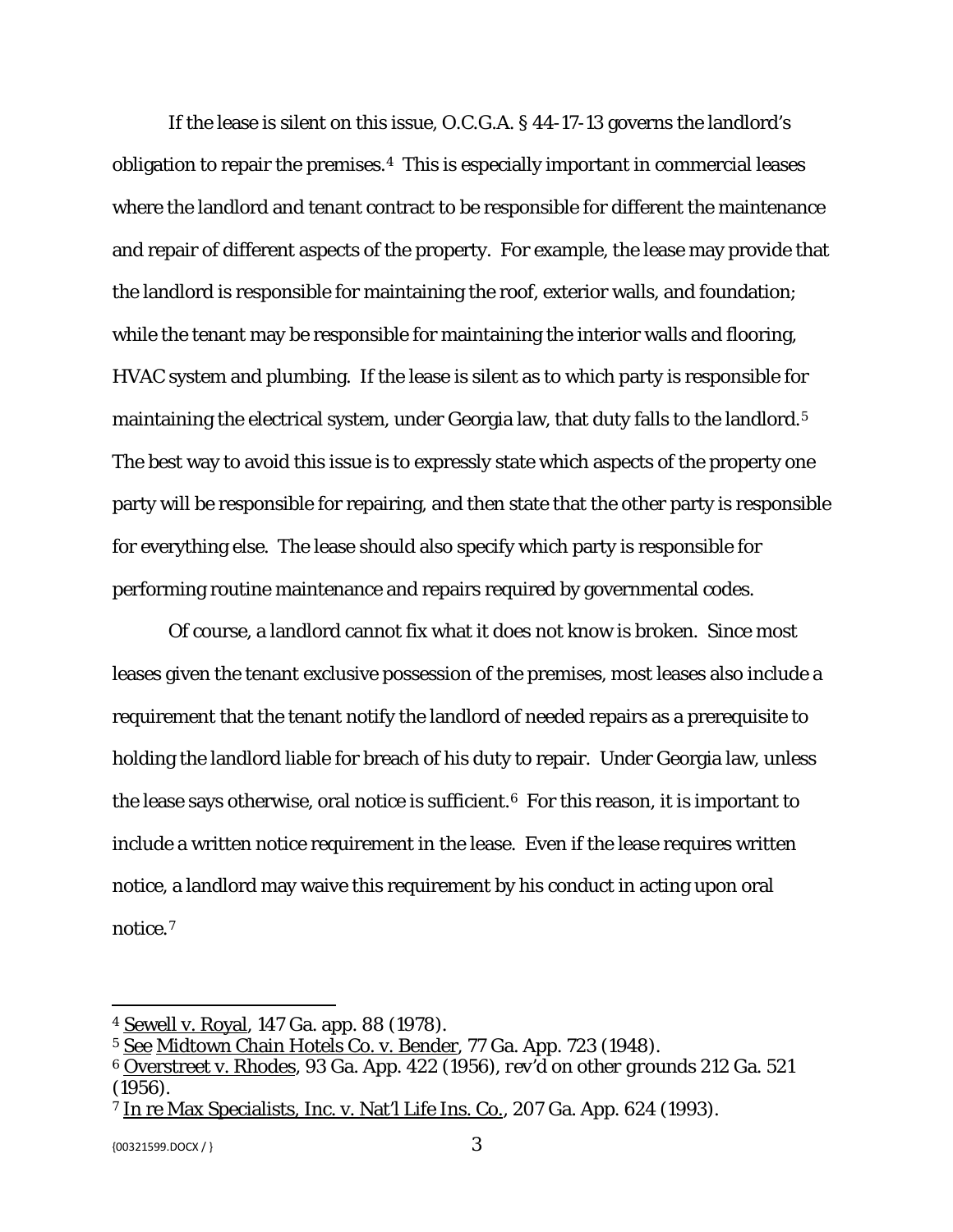If the lease is silent on this issue, O.C.G.A. § 44-17-13 governs the landlord's obligation to repair the premises.[4] This is especially important in commercial leases where the landlord and tenant contract to be responsible for different the maintenance and repair of different aspects of the property. For example, the lease may provide that the landlord is responsible for maintaining the roof, exterior walls, and foundation; while the tenant may be responsible for maintaining the interior walls and flooring, HVAC system and plumbing. If the lease is silent as to which party is responsible for maintaining the electrical system, under Georgia law, that duty falls to the landlord.[5] The best way to avoid this issue is to expressly state which aspects of the property one party will be responsible for repairing, and then state that the other party is responsible for everything else. The lease should also specify which party is responsible for performing routine maintenance and repairs required by governmental codes.

Of course, a landlord cannot fix what it does not know is broken. Since most leases given the tenant exclusive possession of the premises, most leases also include a requirement that the tenant notify the landlord of needed repairs as a prerequisite to holding the landlord liable for breach of his duty to repair. Under Georgia law, unless the lease says otherwise, oral notice is sufficient.[6] For this reason, it is important to include a written notice requirement in the lease. Even if the lease requires written notice, a landlord may waive this requirement by his conduct in acting upon oral notice.[7]

---

[4] Sewell v. Royal, 147 Ga. app. 88 (1978).

[5] See Midtown Chain Hotels Co. v. Bender, 77 Ga. App. 723 (1948).

[6] Overstreet v. Rhodes, 93 Ga. App. 422 (1956), *rev'd on other grounds* 212 Ga. 521 (1956).

[7] In re Max Specialists, Inc. v. Nat'l Life Ins. Co., 207 Ga. App. 624 (1993).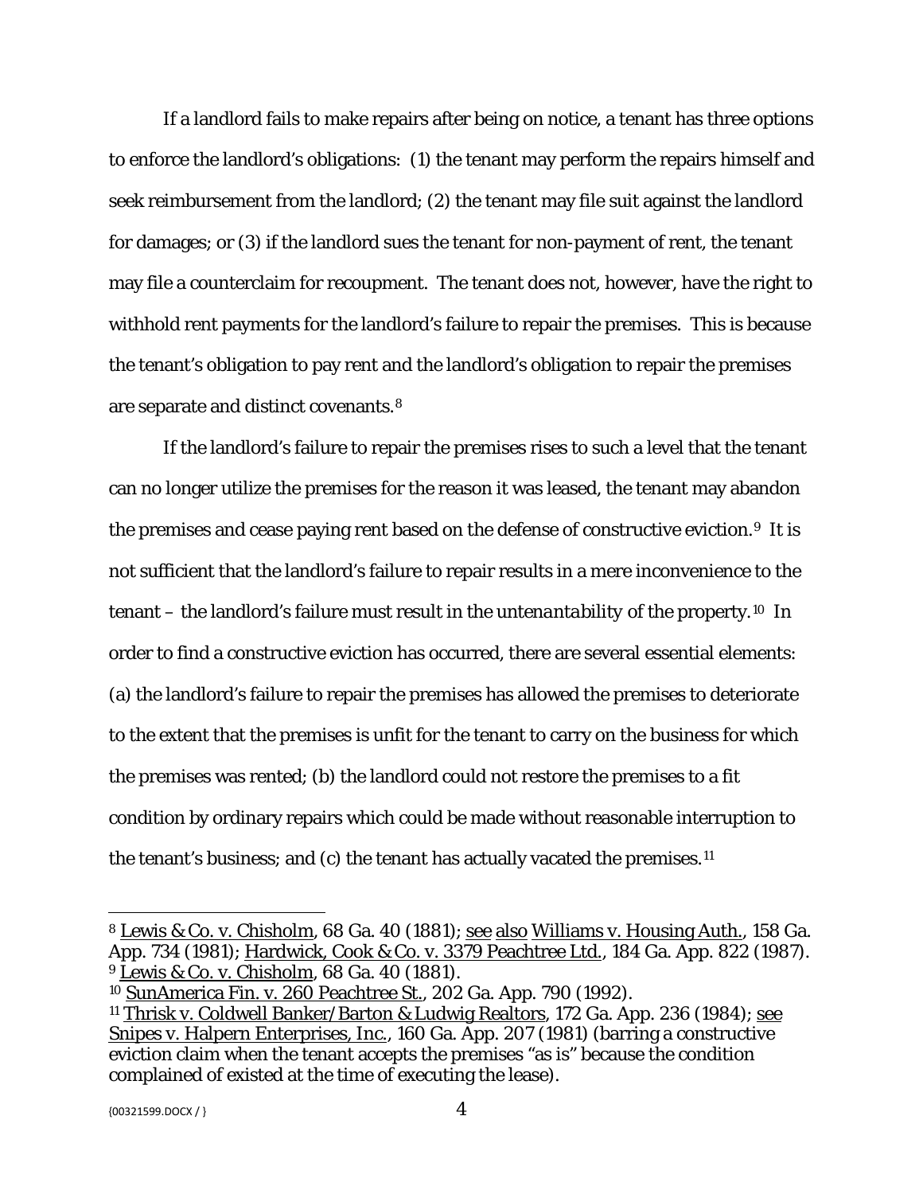If a landlord fails to make repairs after being on notice, a tenant has three options to enforce the landlord's obligations: (1) the tenant may perform the repairs himself and seek reimbursement from the landlord; (2) the tenant may file suit against the landlord for damages; or (3) if the landlord sues the tenant for non-payment of rent, the tenant may file a counterclaim for recoupment. The tenant does not, however, have the right to withhold rent payments for the landlord's failure to repair the premises. This is because the tenant's obligation to pay rent and the landlord's obligation to repair the premises are separate and distinct covenants.[8]

If the landlord's failure to repair the premises rises to such a level that the tenant can no longer utilize the premises for the reason it was leased, the tenant may abandon the premises and cease paying rent based on the defense of constructive eviction.[9] It is not sufficient that the landlord's failure to repair results in a mere inconvenience to the tenant – the landlord's failure must result in the *untenantability* of the property.[10] In order to find a constructive eviction has occurred, there are several essential elements: (a) the landlord's failure to repair the premises has allowed the premises to deteriorate to the extent that the premises is unfit for the tenant to carry on the business for which the premises was rented; (b) the landlord could not restore the premises to a fit condition by ordinary repairs which could be made without reasonable interruption to the tenant's business; and (c) the tenant has actually vacated the premises.[11]

---

[8] Lewis & Co. v. Chisholm, 68 Ga. 40 (1881); see also Williams v. Housing Auth., 158 Ga. App. 734 (1981); Hardwick, Cook & Co. v. 3379 Peachtree Ltd., 184 Ga. App. 822 (1987).

[9] Lewis & Co. v. Chisholm, 68 Ga. 40 (1881).

[10] SunAmerica Fin. v. 260 Peachtree St., 202 Ga. App. 790 (1992).

[11] Thrisk v. Coldwell Banker/Barton & Ludwig Realtors, 172 Ga. App. 236 (1984); see Snipes v. Halpern Enterprises, Inc., 160 Ga. App. 207 (1981) (barring a constructive eviction claim when the tenant accepts the premises "as is" because the condition complained of existed at the time of executing the lease).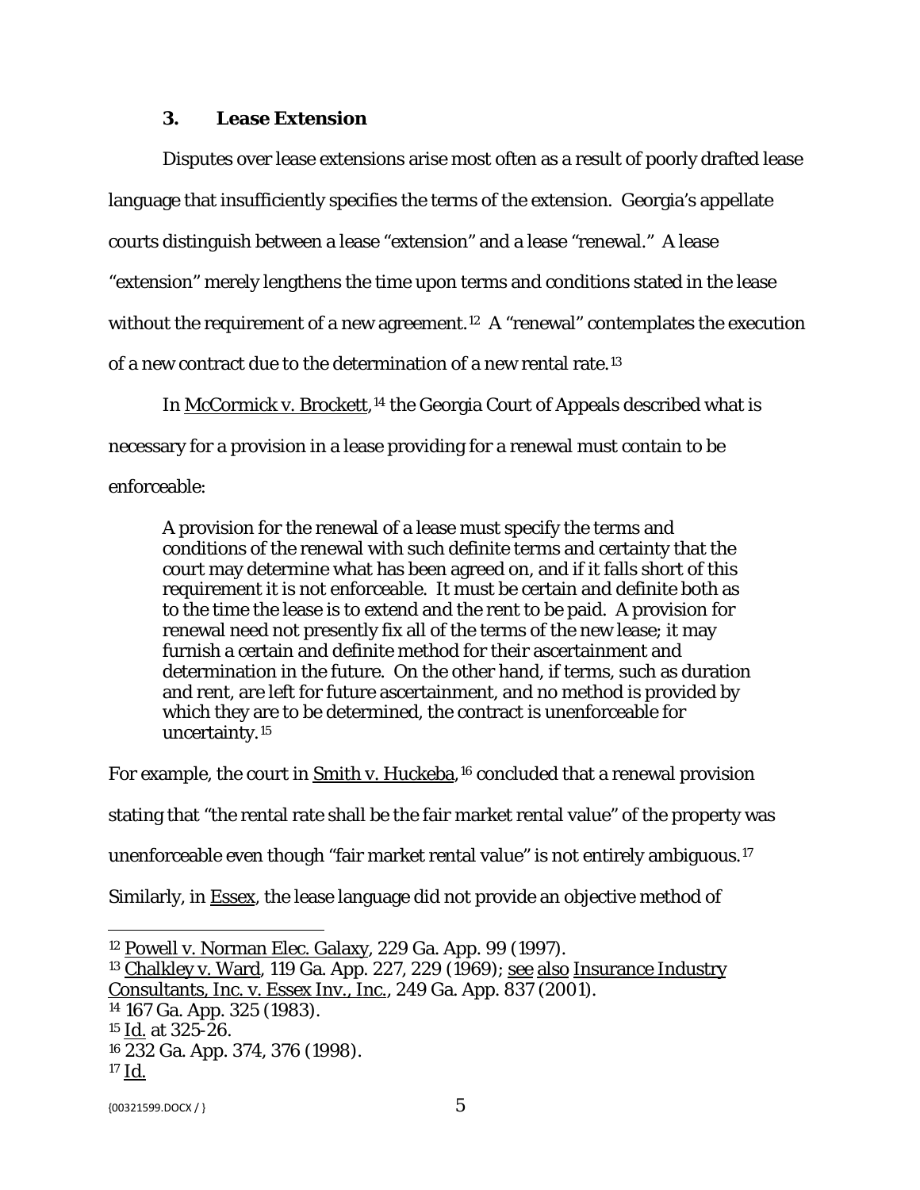### 3. Lease Extension

Disputes over lease extensions arise most often as a result of poorly drafted lease language that insufficiently specifies the terms of the extension. Georgia's appellate courts distinguish between a lease "extension" and a lease "renewal." A lease "extension" merely lengthens the time upon terms and conditions stated in the lease without the requirement of a new agreement.[12] A "renewal" contemplates the execution of a new contract due to the determination of a new rental rate.[13]

In McCormick v. Brockett,[14] the Georgia Court of Appeals described what is necessary for a provision in a lease providing for a renewal must contain to be enforceable:

> A provision for the renewal of a lease must specify the terms and conditions of the renewal with such definite terms and certainty that the court may determine what has been agreed on, and if it falls short of this requirement it is not enforceable. It must be certain and definite both as to the time the lease is to extend and the rent to be paid. A provision for renewal need not presently fix all of the terms of the new lease; it may furnish a certain and definite method for their ascertainment and determination in the future. On the other hand, if terms, such as duration and rent, are left for future ascertainment, and no method is provided by which they are to be determined, the contract is unenforceable for uncertainty.[15]

For example, the court in Smith v. Huckeba,[16] concluded that a renewal provision stating that "the rental rate shall be the fair market rental value" of the property was unenforceable even though "fair market rental value" is not entirely ambiguous.[17] Similarly, in Essex, the lease language did not provide an objective method of

---

[12] Powell v. Norman Elec. Galaxy, 229 Ga. App. 99 (1997).

[13] Chalkley v. Ward, 119 Ga. App. 227, 229 (1969); see also Insurance Industry Consultants, Inc. v. Essex Inv., Inc., 249 Ga. App. 837 (2001).

[14] 167 Ga. App. 325 (1983).

[15] Id. at 325-26.

[16] 232 Ga. App. 374, 376 (1998).

[17] Id.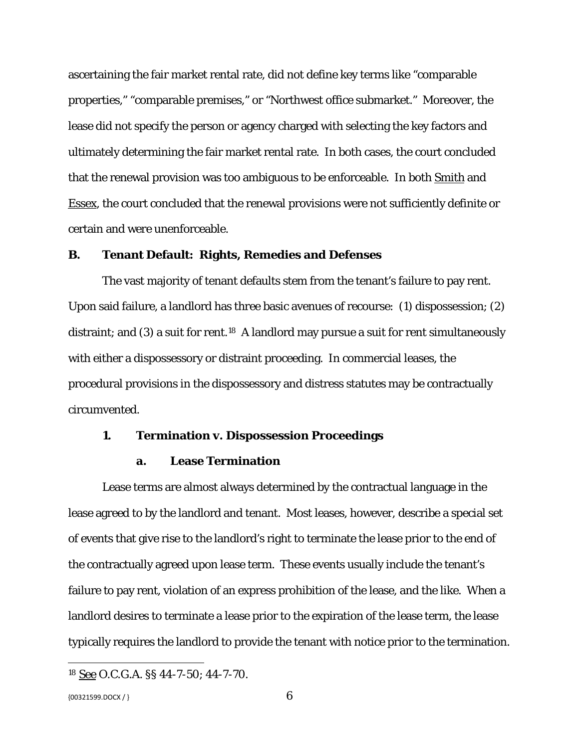ascertaining the fair market rental rate, did not define key terms like "comparable properties," "comparable premises," or "Northwest office submarket." Moreover, the lease did not specify the person or agency charged with selecting the key factors and ultimately determining the fair market rental rate. In both cases, the court concluded that the renewal provision was too ambiguous to be enforceable. In both Smith and Essex, the court concluded that the renewal provisions were not sufficiently definite or certain and were unenforceable.

## B. Tenant Default: Rights, Remedies and Defenses

The vast majority of tenant defaults stem from the tenant's failure to pay rent. Upon said failure, a landlord has three basic avenues of recourse: (1) dispossession; (2) distraint; and (3) a suit for rent.[18] A landlord may pursue a suit for rent simultaneously with either a dispossessory or distraint proceeding. In commercial leases, the procedural provisions in the dispossessory and distress statutes may be contractually circumvented.

### 1. Termination v. Dispossession Proceedings

#### a. Lease Termination

Lease terms are almost always determined by the contractual language in the lease agreed to by the landlord and tenant. Most leases, however, describe a special set of events that give rise to the landlord's right to terminate the lease prior to the end of the contractually agreed upon lease term. These events usually include the tenant's failure to pay rent, violation of an express prohibition of the lease, and the like. When a landlord desires to terminate a lease prior to the expiration of the lease term, the lease typically requires the landlord to provide the tenant with notice prior to the termination.

---

[18] See O.C.G.A. §§ 44-7-50; 44-7-70.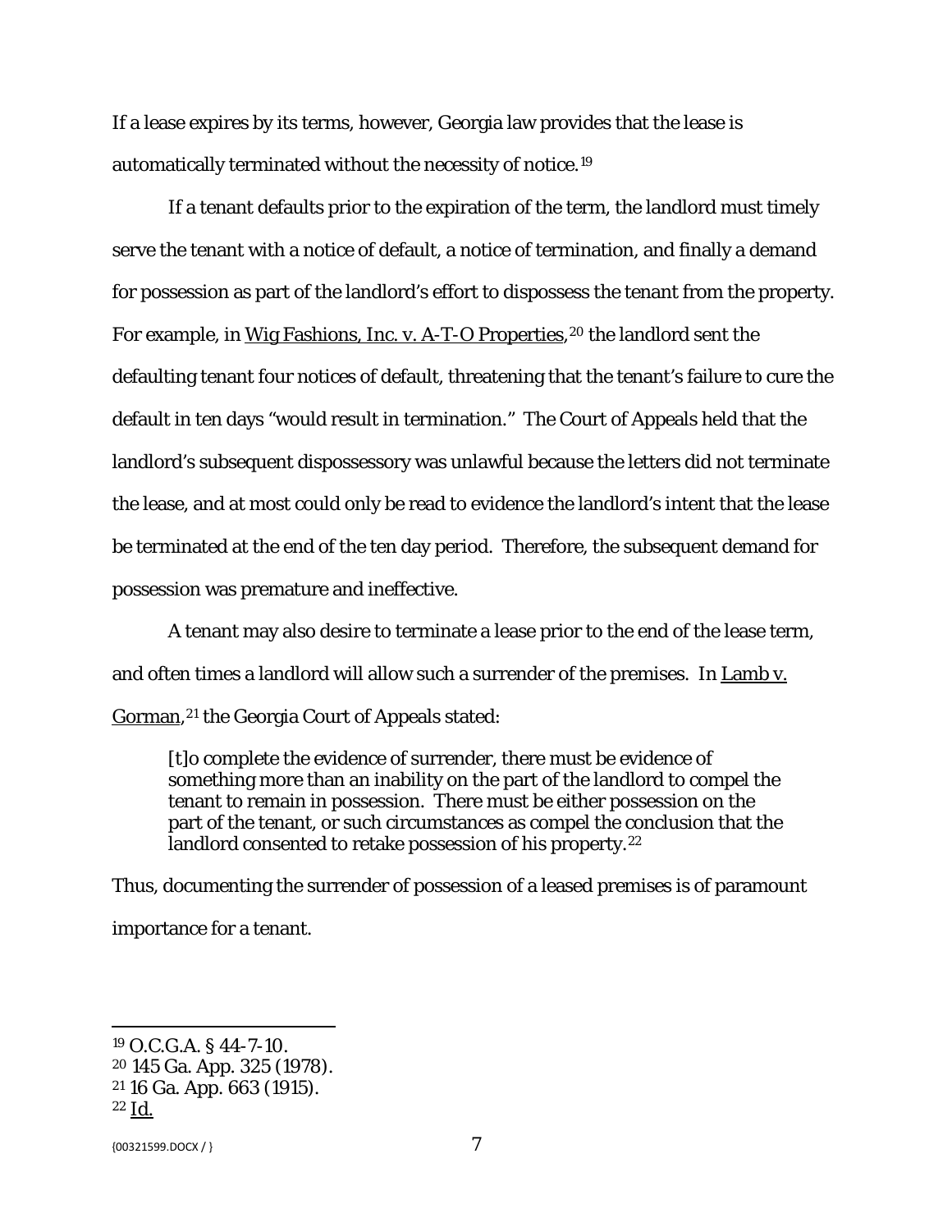If a lease expires by its terms, however, Georgia law provides that the lease is automatically terminated without the necessity of notice.[19]

If a tenant defaults prior to the expiration of the term, the landlord must timely serve the tenant with a notice of default, a notice of termination, and finally a demand for possession as part of the landlord's effort to dispossess the tenant from the property. For example, in Wig Fashions, Inc. v. A-T-O Properties,[20] the landlord sent the defaulting tenant four notices of default, threatening that the tenant's failure to cure the default in ten days "would result in termination." The Court of Appeals held that the landlord's subsequent dispossessory was unlawful because the letters did not terminate the lease, and at most could only be read to evidence the landlord's intent that the lease be terminated at the end of the ten day period. Therefore, the subsequent demand for possession was premature and ineffective.

A tenant may also desire to terminate a lease prior to the end of the lease term, and often times a landlord will allow such a surrender of the premises. In Lamb v. Gorman,[21] the Georgia Court of Appeals stated:

> [t]o complete the evidence of surrender, there must be evidence of something more than an inability on the part of the landlord to compel the tenant to remain in possession. There must be either possession on the part of the tenant, or such circumstances as compel the conclusion that the landlord consented to retake possession of his property.[22]

Thus, documenting the surrender of possession of a leased premises is of paramount importance for a tenant.

---

[19] O.C.G.A. § 44-7-10.
[20] 145 Ga. App. 325 (1978).
[21] 16 Ga. App. 663 (1915).
[22] Id.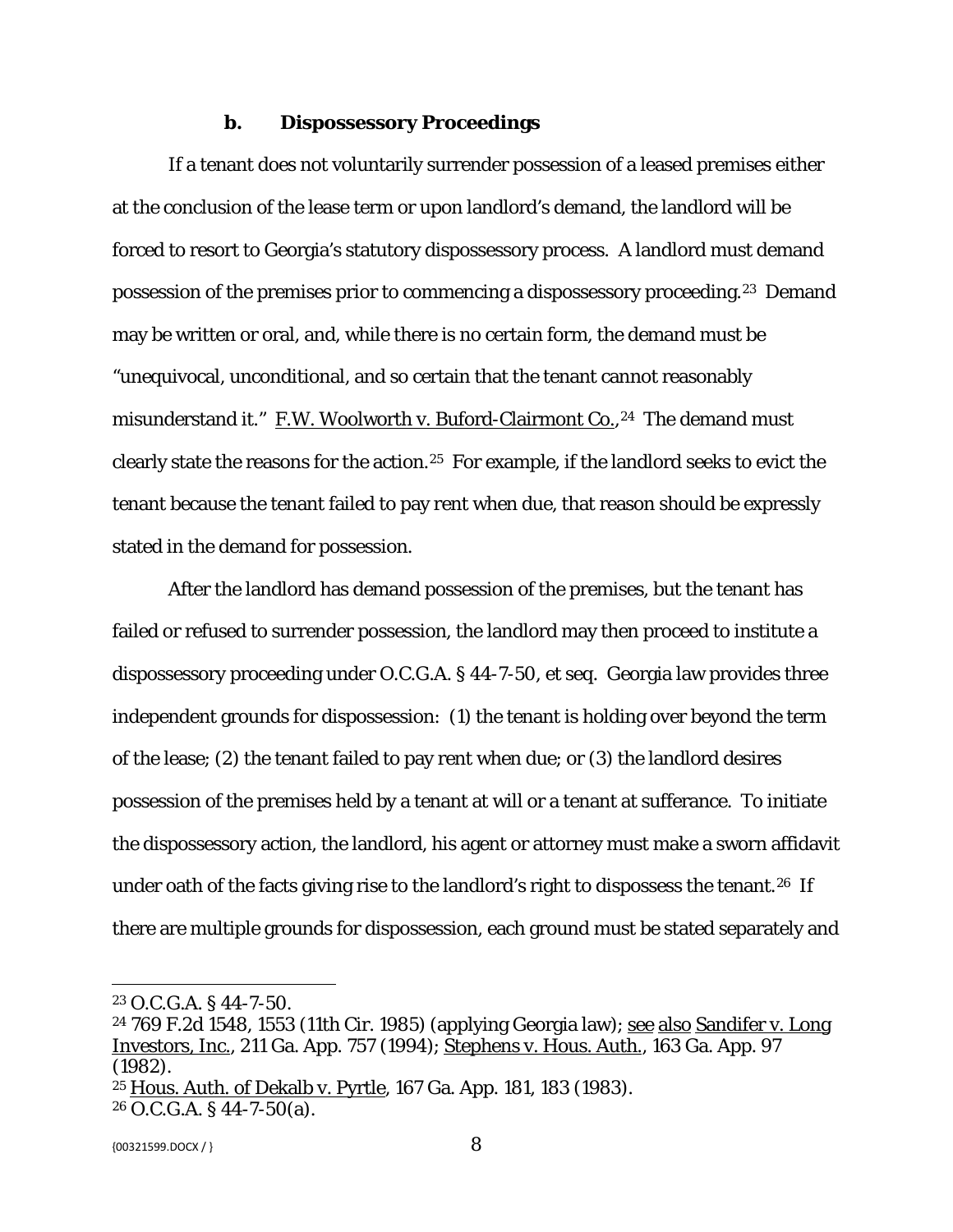### b. Dispossessory Proceedings

If a tenant does not voluntarily surrender possession of a leased premises either at the conclusion of the lease term or upon landlord's demand, the landlord will be forced to resort to Georgia's statutory dispossessory process. A landlord must demand possession of the premises prior to commencing a dispossessory proceeding.[23] Demand may be written or oral, and, while there is no certain form, the demand must be "unequivocal, unconditional, and so certain that the tenant cannot reasonably misunderstand it." F.W. Woolworth v. Buford-Clairmont Co.,[24] The demand must clearly state the reasons for the action.[25] For example, if the landlord seeks to evict the tenant because the tenant failed to pay rent when due, that reason should be expressly stated in the demand for possession.

After the landlord has demand possession of the premises, but the tenant has failed or refused to surrender possession, the landlord may then proceed to institute a dispossessory proceeding under O.C.G.A. § 44-7-50, et seq. Georgia law provides three independent grounds for dispossession: (1) the tenant is holding over beyond the term of the lease; (2) the tenant failed to pay rent when due; or (3) the landlord desires possession of the premises held by a tenant at will or a tenant at sufferance. To initiate the dispossessory action, the landlord, his agent or attorney must make a sworn affidavit under oath of the facts giving rise to the landlord's right to dispossess the tenant.[26] If there are multiple grounds for dispossession, each ground must be stated separately and

---

[23] O.C.G.A. § 44-7-50.

[24] 769 F.2d 1548, 1553 (11th Cir. 1985) (applying Georgia law); see also Sandifer v. Long Investors, Inc., 211 Ga. App. 757 (1994); Stephens v. Hous. Auth., 163 Ga. App. 97 (1982).

[25] Hous. Auth. of Dekalb v. Pyrtle, 167 Ga. App. 181, 183 (1983).

[26] O.C.G.A. § 44-7-50(a).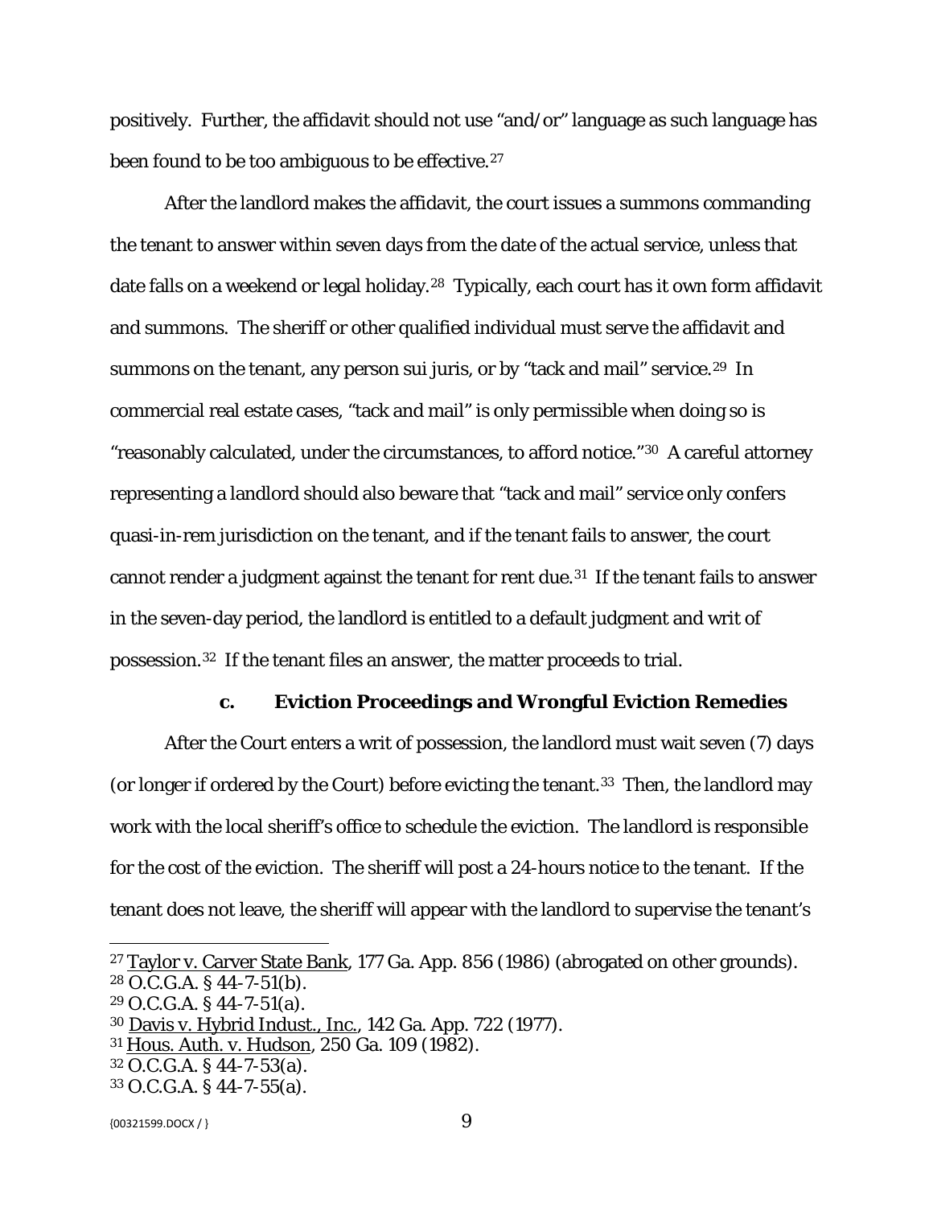positively. Further, the affidavit should not use "and/or" language as such language has been found to be too ambiguous to be effective.[27]

After the landlord makes the affidavit, the court issues a summons commanding the tenant to answer within seven days from the date of the actual service, unless that date falls on a weekend or legal holiday.[28] Typically, each court has it own form affidavit and summons. The sheriff or other qualified individual must serve the affidavit and summons on the tenant, any person sui juris, or by "tack and mail" service.[29] In commercial real estate cases, "tack and mail" is only permissible when doing so is "reasonably calculated, under the circumstances, to afford notice."[30] A careful attorney representing a landlord should also beware that "tack and mail" service only confers quasi-in-rem jurisdiction on the tenant, and if the tenant fails to answer, the court cannot render a judgment against the tenant for rent due.[31] If the tenant fails to answer in the seven-day period, the landlord is entitled to a default judgment and writ of possession.[32] If the tenant files an answer, the matter proceeds to trial.

### C. Eviction Proceedings and Wrongful Eviction Remedies

After the Court enters a writ of possession, the landlord must wait seven (7) days (or longer if ordered by the Court) before evicting the tenant.[33] Then, the landlord may work with the local sheriff's office to schedule the eviction. The landlord is responsible for the cost of the eviction. The sheriff will post a 24-hours notice to the tenant. If the tenant does not leave, the sheriff will appear with the landlord to supervise the tenant's

---

[27] Taylor v. Carver State Bank, 177 Ga. App. 856 (1986) (abrogated on other grounds).

[28] O.C.G.A. § 44-7-51(b).

[29] O.C.G.A. § 44-7-51(a).

[30] Davis v. Hybrid Indust., Inc., 142 Ga. App. 722 (1977).

[31] Hous. Auth. v. Hudson, 250 Ga. 109 (1982).

[32] O.C.G.A. § 44-7-53(a).

[33] O.C.G.A. § 44-7-55(a).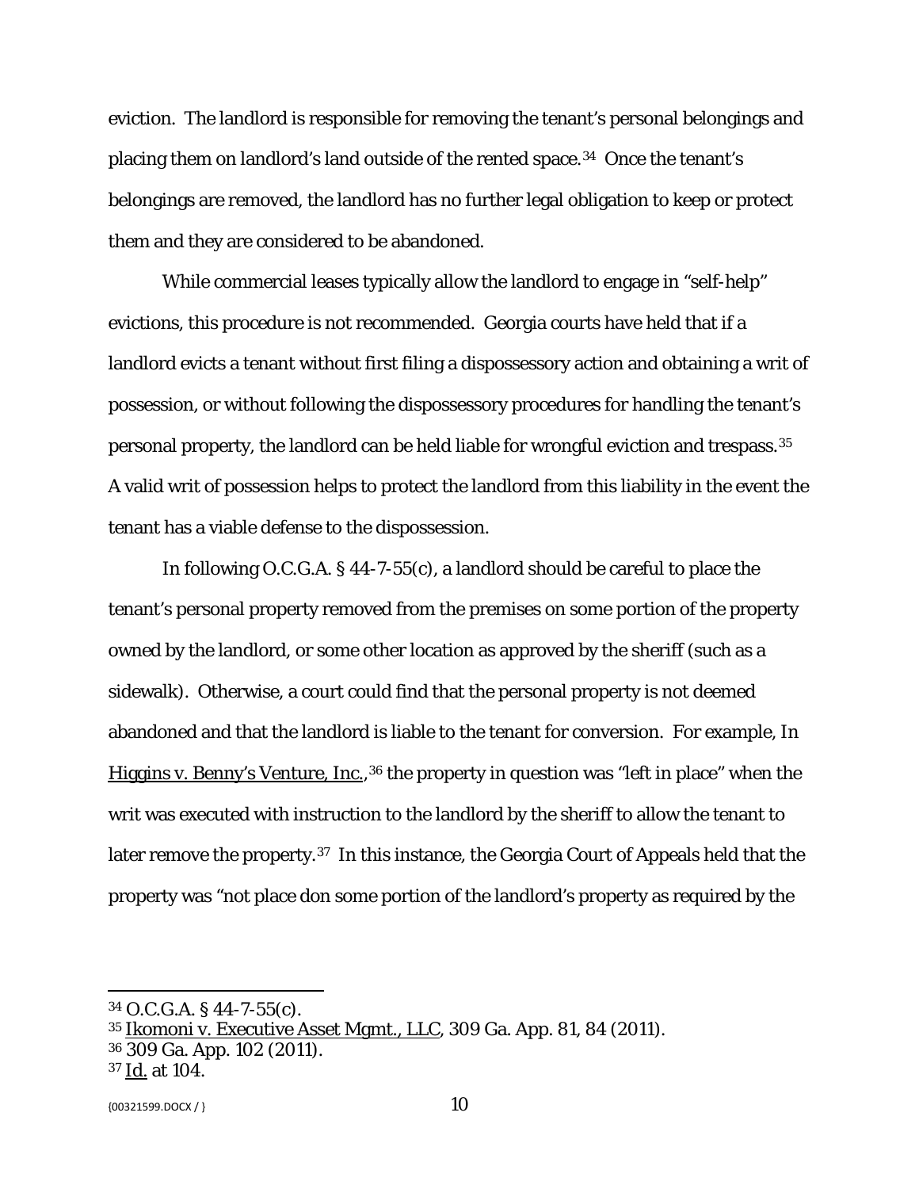eviction. The landlord is responsible for removing the tenant's personal belongings and placing them on landlord's land outside of the rented space.[34] Once the tenant's belongings are removed, the landlord has no further legal obligation to keep or protect them and they are considered to be abandoned.

While commercial leases typically allow the landlord to engage in "self-help" evictions, this procedure is not recommended. Georgia courts have held that if a landlord evicts a tenant without first filing a dispossessory action and obtaining a writ of possession, or without following the dispossessory procedures for handling the tenant's personal property, the landlord can be held liable for wrongful eviction and trespass.[35] A valid writ of possession helps to protect the landlord from this liability in the event the tenant has a viable defense to the dispossession.

In following O.C.G.A. § 44-7-55(c), a landlord should be careful to place the tenant's personal property removed from the premises on some portion of the property owned by the landlord, or some other location as approved by the sheriff (such as a sidewalk). Otherwise, a court could find that the personal property is not deemed abandoned and that the landlord is liable to the tenant for conversion. For example, In Higgins v. Benny's Venture, Inc.,[36] the property in question was "left in place" when the writ was executed with instruction to the landlord by the sheriff to allow the tenant to later remove the property.[37] In this instance, the Georgia Court of Appeals held that the property was "not place don some portion of the landlord's property as required by the

---

[34] O.C.G.A. § 44-7-55(c).

[35] Ikomoni v. Executive Asset Mgmt., LLC, 309 Ga. App. 81, 84 (2011).

[36] 309 Ga. App. 102 (2011).

[37] Id. at 104.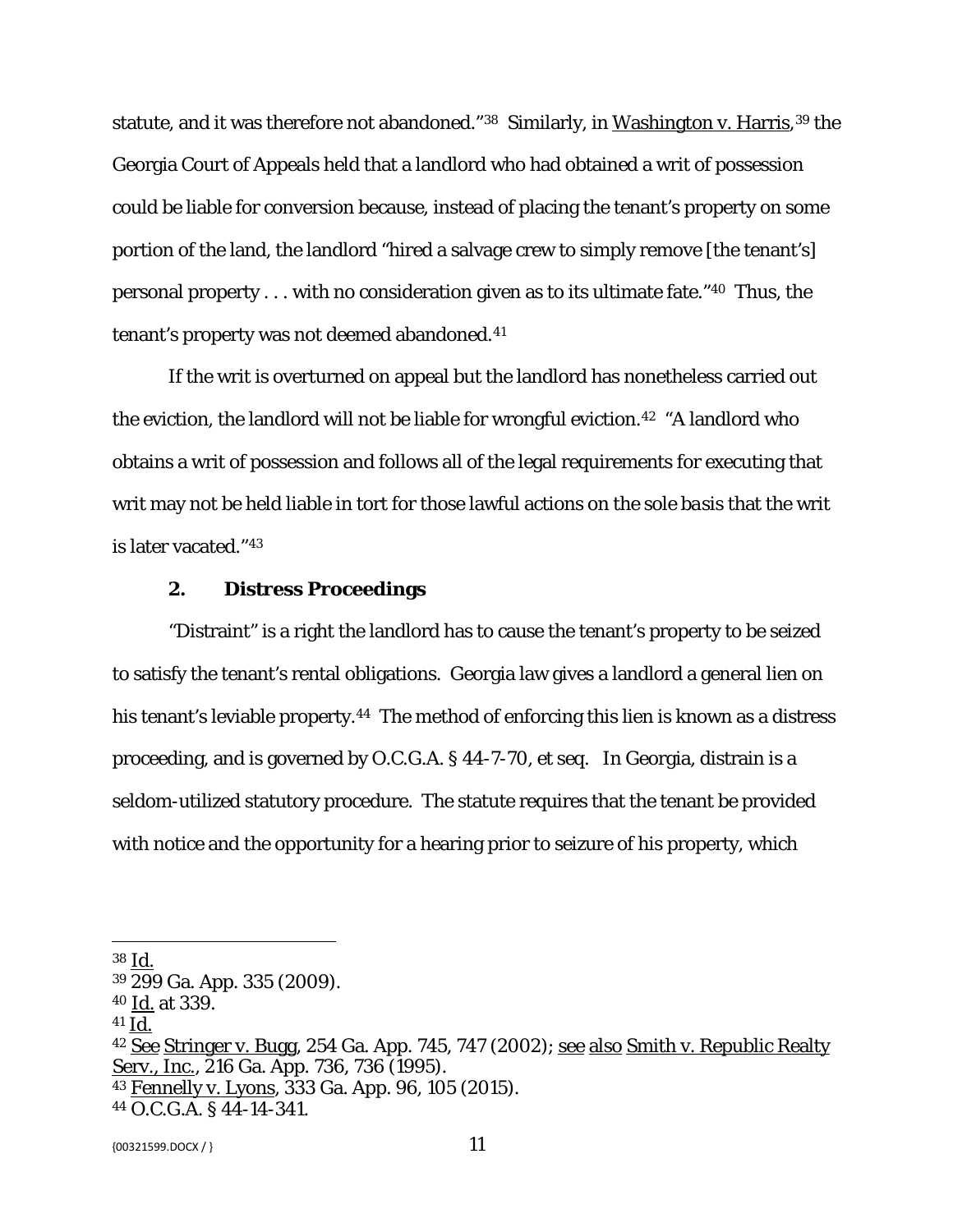statute, and it was therefore not abandoned."[38] Similarly, in Washington v. Harris,[39] the Georgia Court of Appeals held that a landlord who had obtained a writ of possession could be liable for conversion because, instead of placing the tenant's property on some portion of the land, the landlord "hired a salvage crew to simply remove [the tenant's] personal property . . . with no consideration given as to its ultimate fate."[40] Thus, the tenant's property was not deemed abandoned.[41]

If the writ is overturned on appeal but the landlord has nonetheless carried out the eviction, the landlord will not be liable for wrongful eviction.[42] "A landlord who obtains a writ of possession and follows all of the legal requirements for executing that writ may not be held liable in tort for those lawful actions on the sole basis that the writ is later vacated."[43]

### 2. Distress Proceedings

"Distraint" is a right the landlord has to cause the tenant's property to be seized to satisfy the tenant's rental obligations. Georgia law gives a landlord a general lien on his tenant's leviable property.[44] The method of enforcing this lien is known as a distress proceeding, and is governed by O.C.G.A. § 44-7-70, et seq. In Georgia, distrain is a seldom-utilized statutory procedure. The statute requires that the tenant be provided with notice and the opportunity for a hearing prior to seizure of his property, which

---

[38] Id.

[39] 299 Ga. App. 335 (2009).

[40] Id. at 339.

[41] Id.

[42] See Stringer v. Bugg, 254 Ga. App. 745, 747 (2002); see also Smith v. Republic Realty Serv., Inc., 216 Ga. App. 736, 736 (1995).

[43] Fennelly v. Lyons, 333 Ga. App. 96, 105 (2015).

[44] O.C.G.A. § 44-14-341.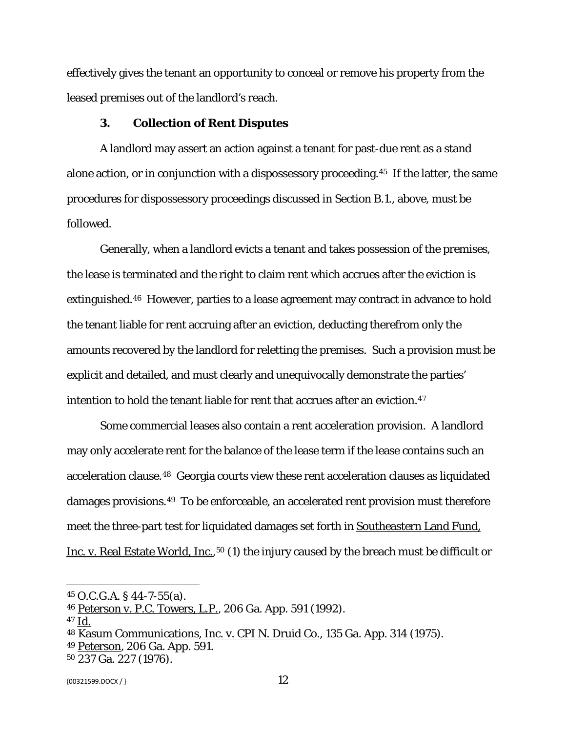effectively gives the tenant an opportunity to conceal or remove his property from the leased premises out of the landlord's reach.

### 3. Collection of Rent Disputes

A landlord may assert an action against a tenant for past-due rent as a stand alone action, or in conjunction with a dispossessory proceeding.[45] If the latter, the same procedures for dispossessory proceedings discussed in Section B.1., above, must be followed.

Generally, when a landlord evicts a tenant and takes possession of the premises, the lease is terminated and the right to claim rent which accrues after the eviction is extinguished.[46] However, parties to a lease agreement may contract in advance to hold the tenant liable for rent accruing after an eviction, deducting therefrom only the amounts recovered by the landlord for reletting the premises. Such a provision must be explicit and detailed, and must clearly and unequivocally demonstrate the parties' intention to hold the tenant liable for rent that accrues after an eviction.[47]

Some commercial leases also contain a rent acceleration provision. A landlord may only accelerate rent for the balance of the lease term if the lease contains such an acceleration clause.[48] Georgia courts view these rent acceleration clauses as liquidated damages provisions.[49] To be enforceable, an accelerated rent provision must therefore meet the three-part test for liquidated damages set forth in Southeastern Land Fund, Inc. v. Real Estate World, Inc.,[50] (1) the injury caused by the breach must be difficult or

---

[45] O.C.G.A. § 44-7-55(a).
[46] Peterson v. P.C. Towers, L.P., 206 Ga. App. 591 (1992).
[47] Id.
[48] Kasum Communications, Inc. v. CPI N. Druid Co., 135 Ga. App. 314 (1975).
[49] Peterson, 206 Ga. App. 591.
[50] 237 Ga. 227 (1976).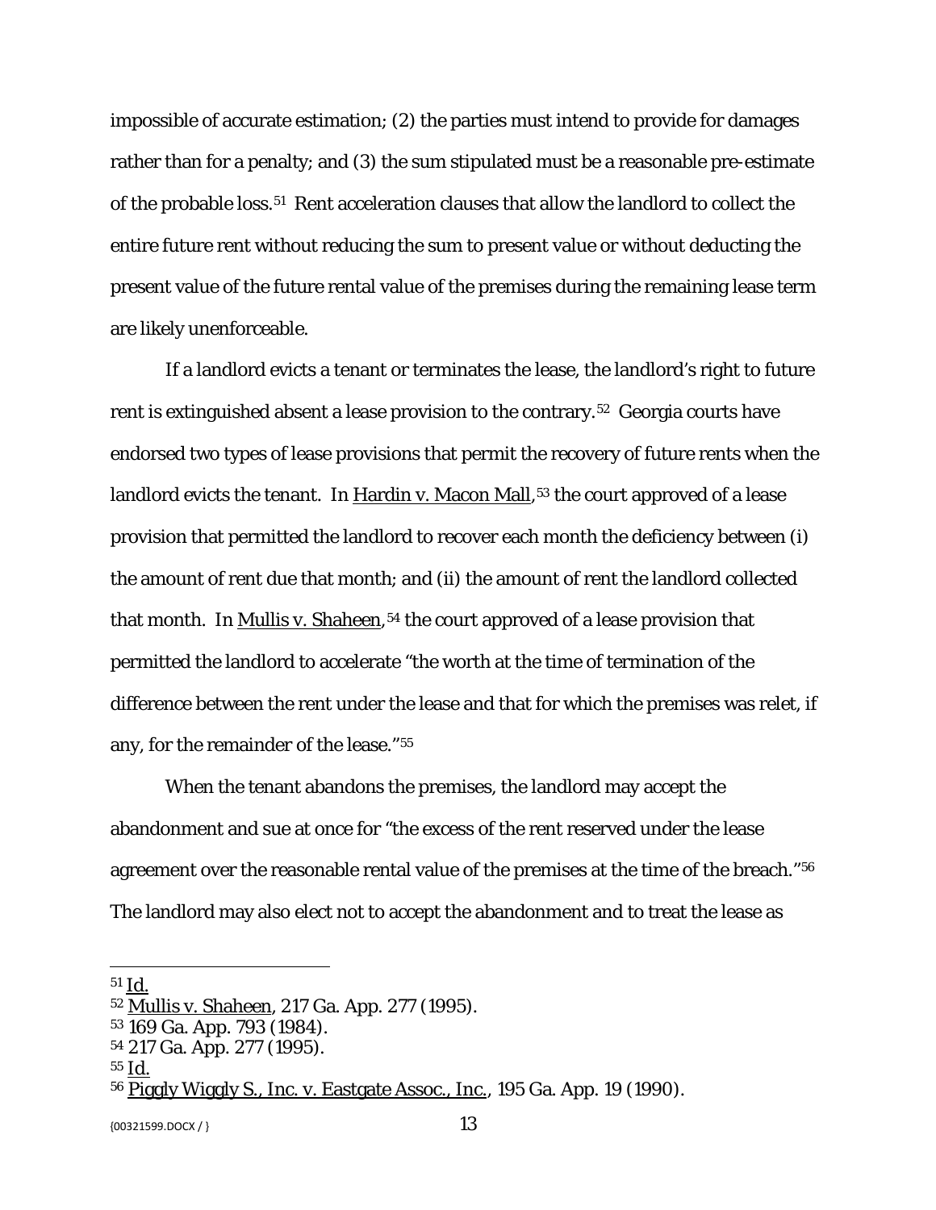impossible of accurate estimation; (2) the parties must intend to provide for damages rather than for a penalty; and (3) the sum stipulated must be a reasonable pre-estimate of the probable loss.[51] Rent acceleration clauses that allow the landlord to collect the entire future rent without reducing the sum to present value or without deducting the present value of the future rental value of the premises during the remaining lease term are likely unenforceable.

If a landlord evicts a tenant or terminates the lease, the landlord's right to future rent is extinguished absent a lease provision to the contrary.[52] Georgia courts have endorsed two types of lease provisions that permit the recovery of future rents when the landlord evicts the tenant. In Hardin v. Macon Mall,[53] the court approved of a lease provision that permitted the landlord to recover each month the deficiency between (i) the amount of rent due that month; and (ii) the amount of rent the landlord collected that month. In Mullis v. Shaheen,[54] the court approved of a lease provision that permitted the landlord to accelerate "the worth at the time of termination of the difference between the rent under the lease and that for which the premises was relet, if any, for the remainder of the lease."[55]

When the tenant abandons the premises, the landlord may accept the abandonment and sue at once for "the excess of the rent reserved under the lease agreement over the reasonable rental value of the premises at the time of the breach."[56] The landlord may also elect not to accept the abandonment and to treat the lease as

---

[51] Id.

[52] Mullis v. Shaheen, 217 Ga. App. 277 (1995).

[53] 169 Ga. App. 793 (1984).

[54] 217 Ga. App. 277 (1995).

[55] Id.

[56] Piggly Wiggly S., Inc. v. Eastgate Assoc., Inc., 195 Ga. App. 19 (1990).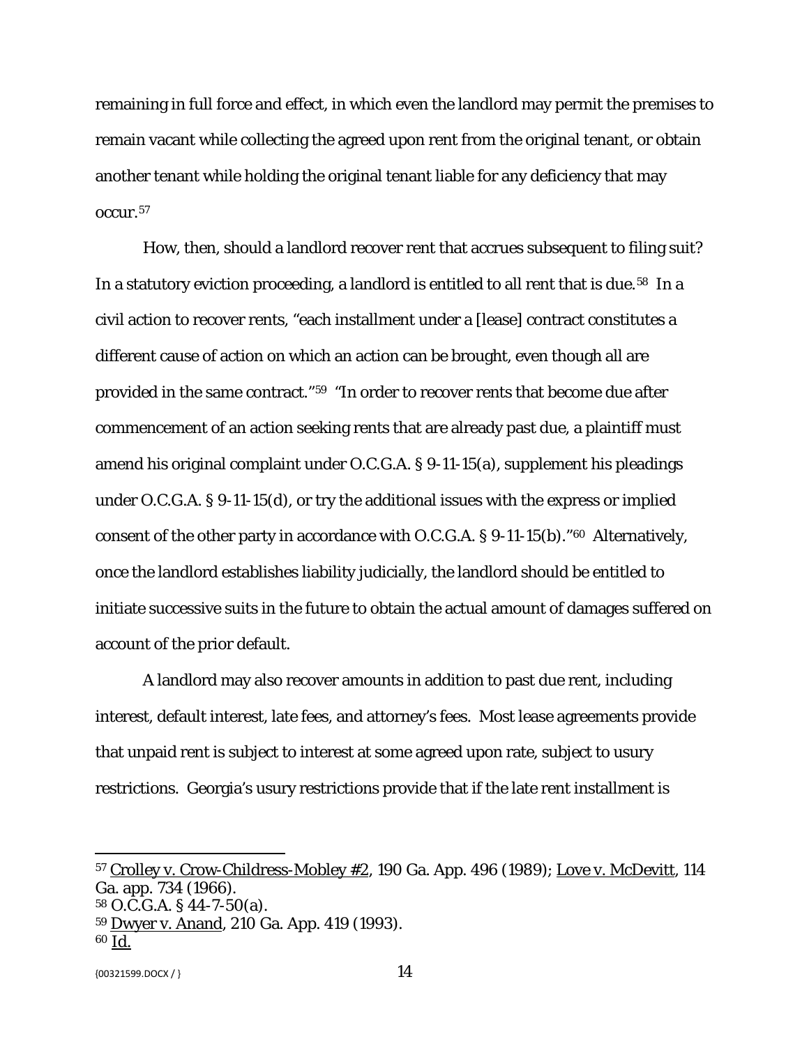remaining in full force and effect, in which even the landlord may permit the premises to remain vacant while collecting the agreed upon rent from the original tenant, or obtain another tenant while holding the original tenant liable for any deficiency that may occur.[57]

How, then, should a landlord recover rent that accrues subsequent to filing suit? In a statutory eviction proceeding, a landlord is entitled to all rent that is due.[58] In a civil action to recover rents, "each installment under a [lease] contract constitutes a different cause of action on which an action can be brought, even though all are provided in the same contract."[59] "In order to recover rents that become due after commencement of an action seeking rents that are already past due, a plaintiff must amend his original complaint under O.C.G.A. § 9-11-15(a), supplement his pleadings under O.C.G.A. § 9-11-15(d), or try the additional issues with the express or implied consent of the other party in accordance with O.C.G.A. § 9-11-15(b)."[60] Alternatively, once the landlord establishes liability judicially, the landlord should be entitled to initiate successive suits in the future to obtain the actual amount of damages suffered on account of the prior default.

A landlord may also recover amounts in addition to past due rent, including interest, default interest, late fees, and attorney's fees. Most lease agreements provide that unpaid rent is subject to interest at some agreed upon rate, subject to usury restrictions. Georgia's usury restrictions provide that if the late rent installment is

---

[57] Crolley v. Crow-Childress-Mobley #2, 190 Ga. App. 496 (1989); Love v. McDevitt, 114 Ga. app. 734 (1966).

[58] O.C.G.A. § 44-7-50(a).

[59] Dwyer v. Anand, 210 Ga. App. 419 (1993).

[60] Id.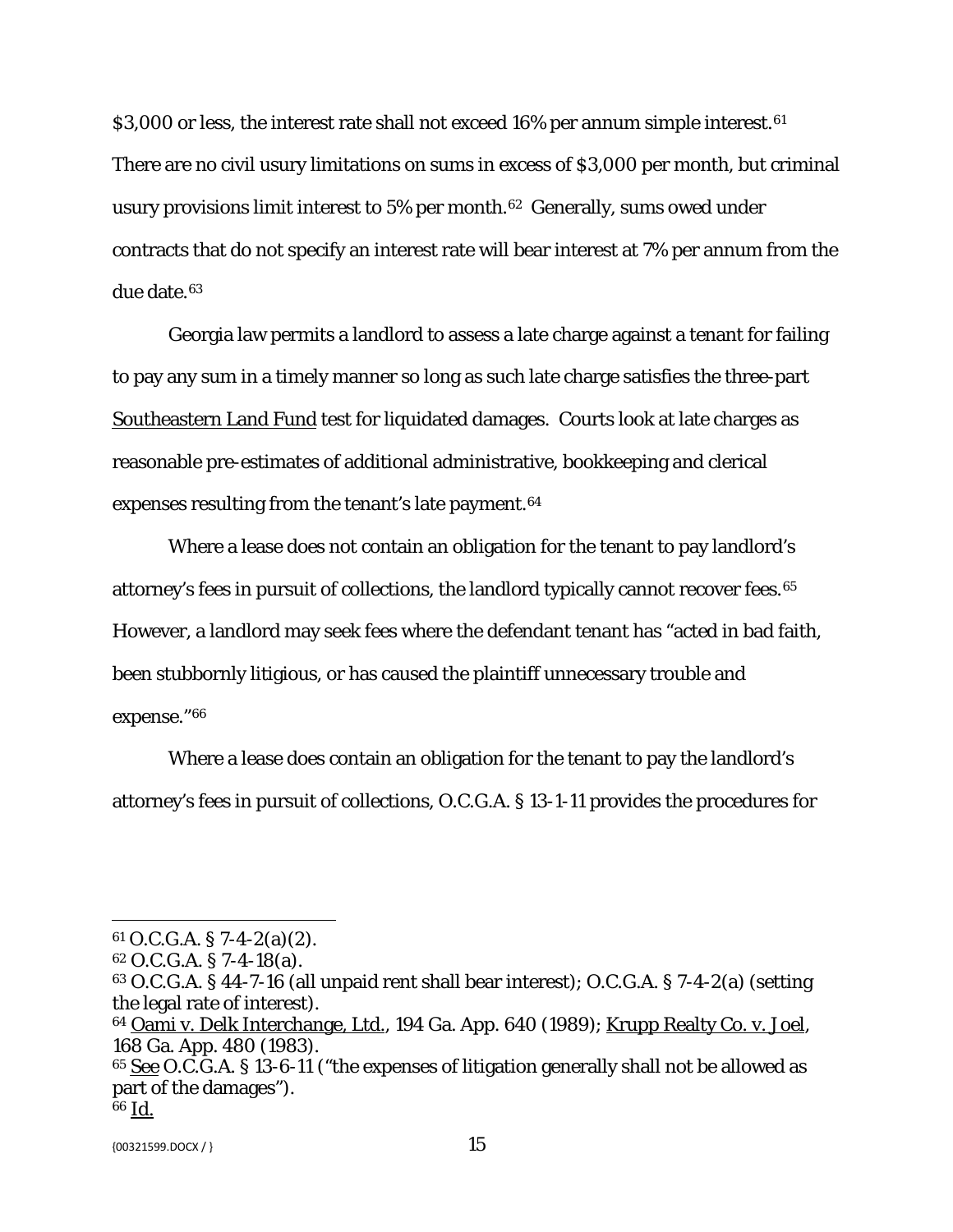$3,000 or less, the interest rate shall not exceed 16% per annum simple interest.[61] There are no civil usury limitations on sums in excess of $3,000 per month, but criminal usury provisions limit interest to 5% per month.[62] Generally, sums owed under contracts that do not specify an interest rate will bear interest at 7% per annum from the due date.[63]

Georgia law permits a landlord to assess a late charge against a tenant for failing to pay any sum in a timely manner so long as such late charge satisfies the three-part Southeastern Land Fund test for liquidated damages. Courts look at late charges as reasonable pre-estimates of additional administrative, bookkeeping and clerical expenses resulting from the tenant's late payment.[64]

Where a lease does not contain an obligation for the tenant to pay landlord's attorney's fees in pursuit of collections, the landlord typically cannot recover fees.[65] However, a landlord may seek fees where the defendant tenant has "acted in bad faith, been stubbornly litigious, or has caused the plaintiff unnecessary trouble and expense."[66]

Where a lease does contain an obligation for the tenant to pay the landlord's attorney's fees in pursuit of collections, O.C.G.A. § 13-1-11 provides the procedures for

---

[61] O.C.G.A. § 7-4-2(a)(2).
[62] O.C.G.A. § 7-4-18(a).
[63] O.C.G.A. § 44-7-16 (all unpaid rent shall bear interest); O.C.G.A. § 7-4-2(a) (setting the legal rate of interest).
[64] Oami v. Delk Interchange, Ltd., 194 Ga. App. 640 (1989); Krupp Realty Co. v. Joel, 168 Ga. App. 480 (1983).
[65] See O.C.G.A. § 13-6-11 ("the expenses of litigation generally shall not be allowed as part of the damages").
[66] Id.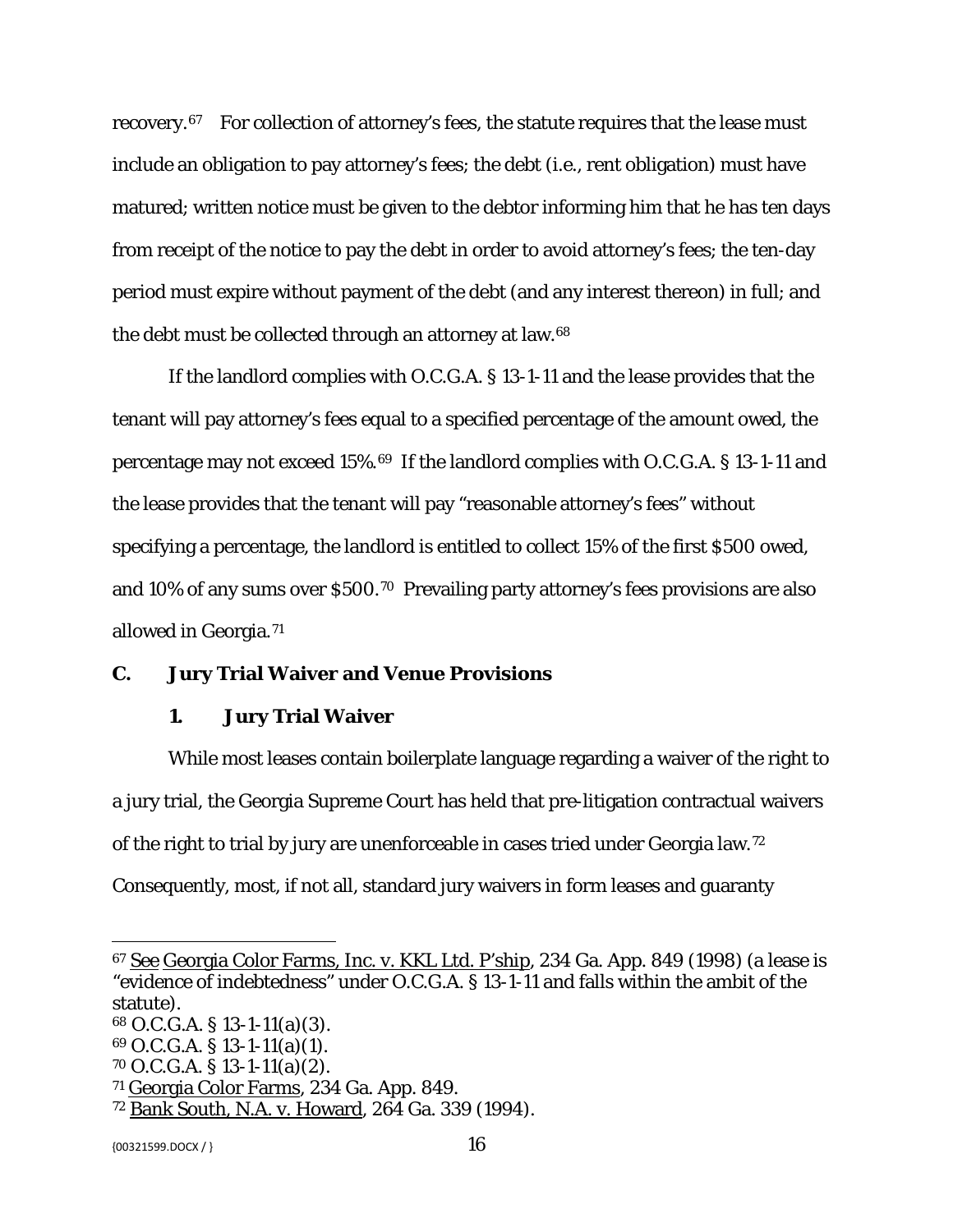recovery.[67] For collection of attorney's fees, the statute requires that the lease must include an obligation to pay attorney's fees; the debt (i.e., rent obligation) must have matured; written notice must be given to the debtor informing him that he has ten days from receipt of the notice to pay the debt in order to avoid attorney's fees; the ten-day period must expire without payment of the debt (and any interest thereon) in full; and the debt must be collected through an attorney at law.[68]

If the landlord complies with O.C.G.A. § 13-1-11 and the lease provides that the tenant will pay attorney's fees equal to a specified percentage of the amount owed, the percentage may not exceed 15%.[69] If the landlord complies with O.C.G.A. § 13-1-11 and the lease provides that the tenant will pay "reasonable attorney's fees" without specifying a percentage, the landlord is entitled to collect 15% of the first $500 owed, and 10% of any sums over $500.[70] Prevailing party attorney's fees provisions are also allowed in Georgia.[71]

### C. Jury Trial Waiver and Venue Provisions

#### 1. Jury Trial Waiver

While most leases contain boilerplate language regarding a waiver of the right to a jury trial, the Georgia Supreme Court has held that pre-litigation contractual waivers of the right to trial by jury are unenforceable in cases tried under Georgia law.[72] Consequently, most, if not all, standard jury waivers in form leases and guaranty

---

[67] See Georgia Color Farms, Inc. v. KKL Ltd. P'ship, 234 Ga. App. 849 (1998) (a lease is "evidence of indebtedness" under O.C.G.A. § 13-1-11 and falls within the ambit of the statute).

[68] O.C.G.A. § 13-1-11(a)(3).

[69] O.C.G.A. § 13-1-11(a)(1).

[70] O.C.G.A. § 13-1-11(a)(2).

[71] Georgia Color Farms, 234 Ga. App. 849.

[72] Bank South, N.A. v. Howard, 264 Ga. 339 (1994).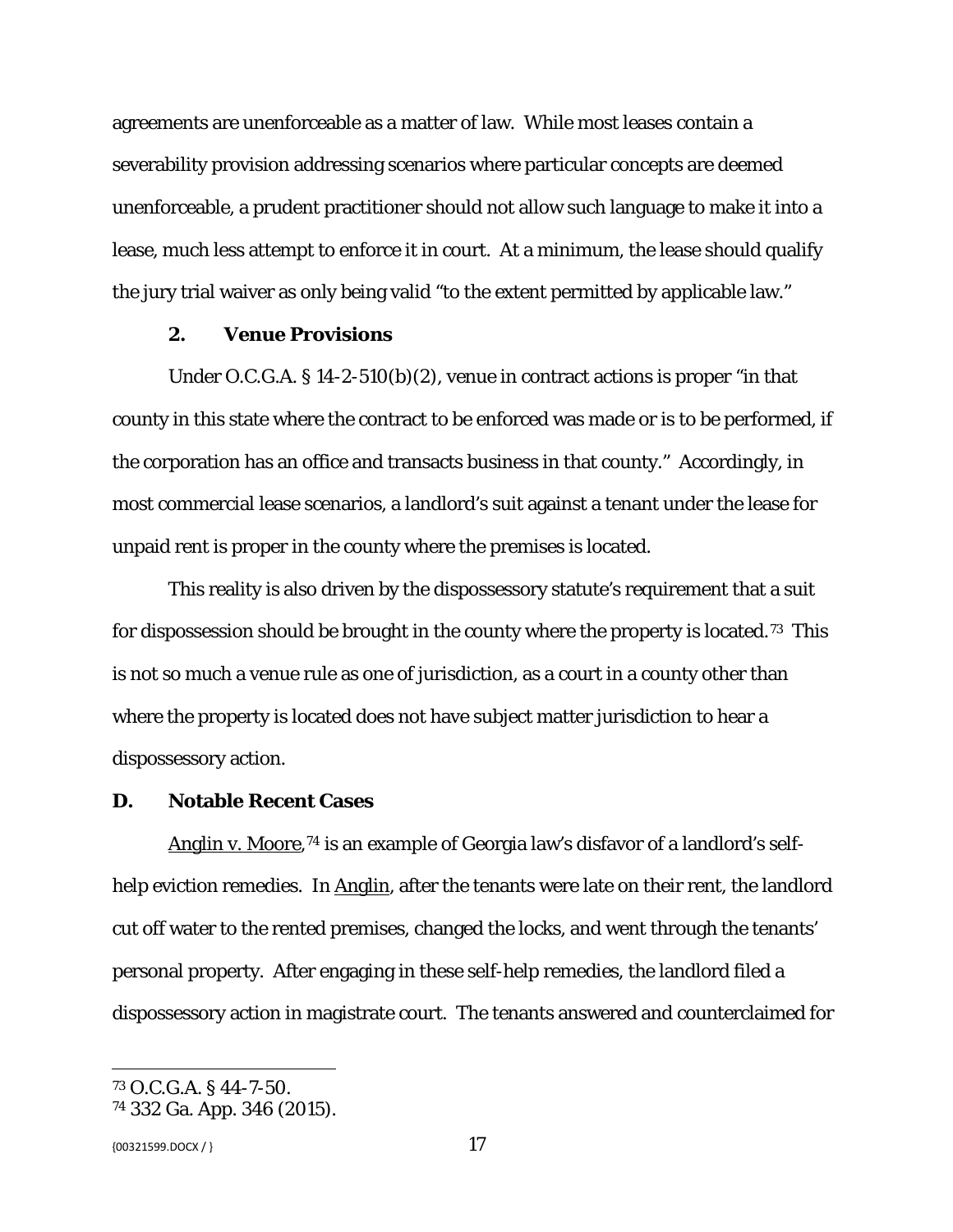agreements are unenforceable as a matter of law. While most leases contain a severability provision addressing scenarios where particular concepts are deemed unenforceable, a prudent practitioner should not allow such language to make it into a lease, much less attempt to enforce it in court. At a minimum, the lease should qualify the jury trial waiver as only being valid "to the extent permitted by applicable law."

### 2. Venue Provisions

Under O.C.G.A. § 14-2-510(b)(2), venue in contract actions is proper "in that county in this state where the contract to be enforced was made or is to be performed, if the corporation has an office and transacts business in that county." Accordingly, in most commercial lease scenarios, a landlord's suit against a tenant under the lease for unpaid rent is proper in the county where the premises is located.

This reality is also driven by the dispossessory statute's requirement that a suit for dispossession should be brought in the county where the property is located.[73] This is not so much a venue rule as one of jurisdiction, as a court in a county other than where the property is located does not have subject matter jurisdiction to hear a dispossessory action.

## D. Notable Recent Cases

Anglin v. Moore,[74] is an example of Georgia law's disfavor of a landlord's self-help eviction remedies. In Anglin, after the tenants were late on their rent, the landlord cut off water to the rented premises, changed the locks, and went through the tenants' personal property. After engaging in these self-help remedies, the landlord filed a dispossessory action in magistrate court. The tenants answered and counterclaimed for

---

[73] O.C.G.A. § 44-7-50.

[74] 332 Ga. App. 346 (2015).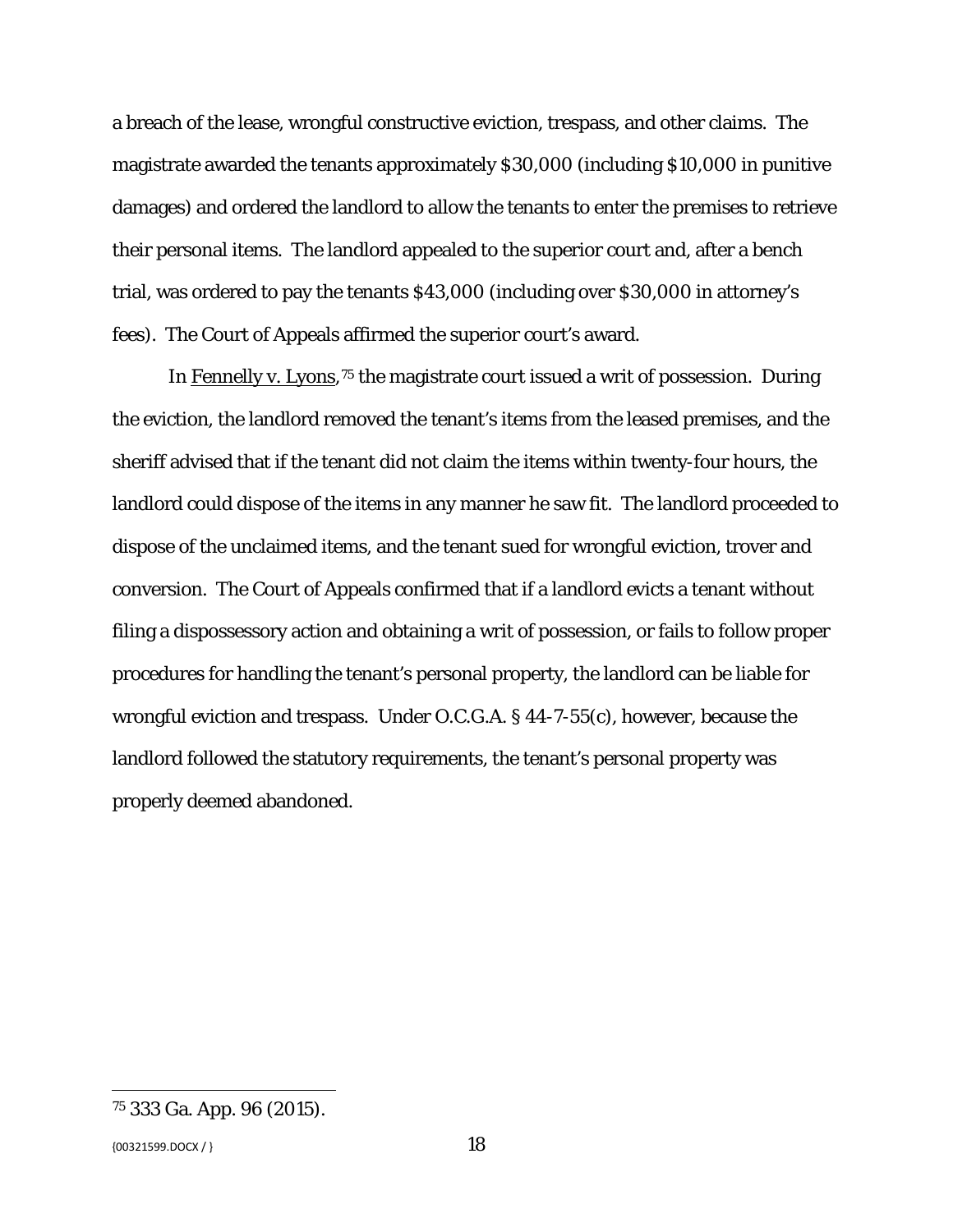a breach of the lease, wrongful constructive eviction, trespass, and other claims. The magistrate awarded the tenants approximately $30,000 (including $10,000 in punitive damages) and ordered the landlord to allow the tenants to enter the premises to retrieve their personal items. The landlord appealed to the superior court and, after a bench trial, was ordered to pay the tenants $43,000 (including over $30,000 in attorney's fees). The Court of Appeals affirmed the superior court's award.

In <u>Fennelly v. Lyons</u>,[75] the magistrate court issued a writ of possession. During the eviction, the landlord removed the tenant's items from the leased premises, and the sheriff advised that if the tenant did not claim the items within twenty-four hours, the landlord could dispose of the items in any manner he saw fit. The landlord proceeded to dispose of the unclaimed items, and the tenant sued for wrongful eviction, trover and conversion. The Court of Appeals confirmed that if a landlord evicts a tenant without filing a dispossessory action and obtaining a writ of possession, or fails to follow proper procedures for handling the tenant's personal property, the landlord can be liable for wrongful eviction and trespass. Under O.C.G.A. § 44-7-55(c), however, because the landlord followed the statutory requirements, the tenant's personal property was properly deemed abandoned.

---

[75] 333 Ga. App. 96 (2015).